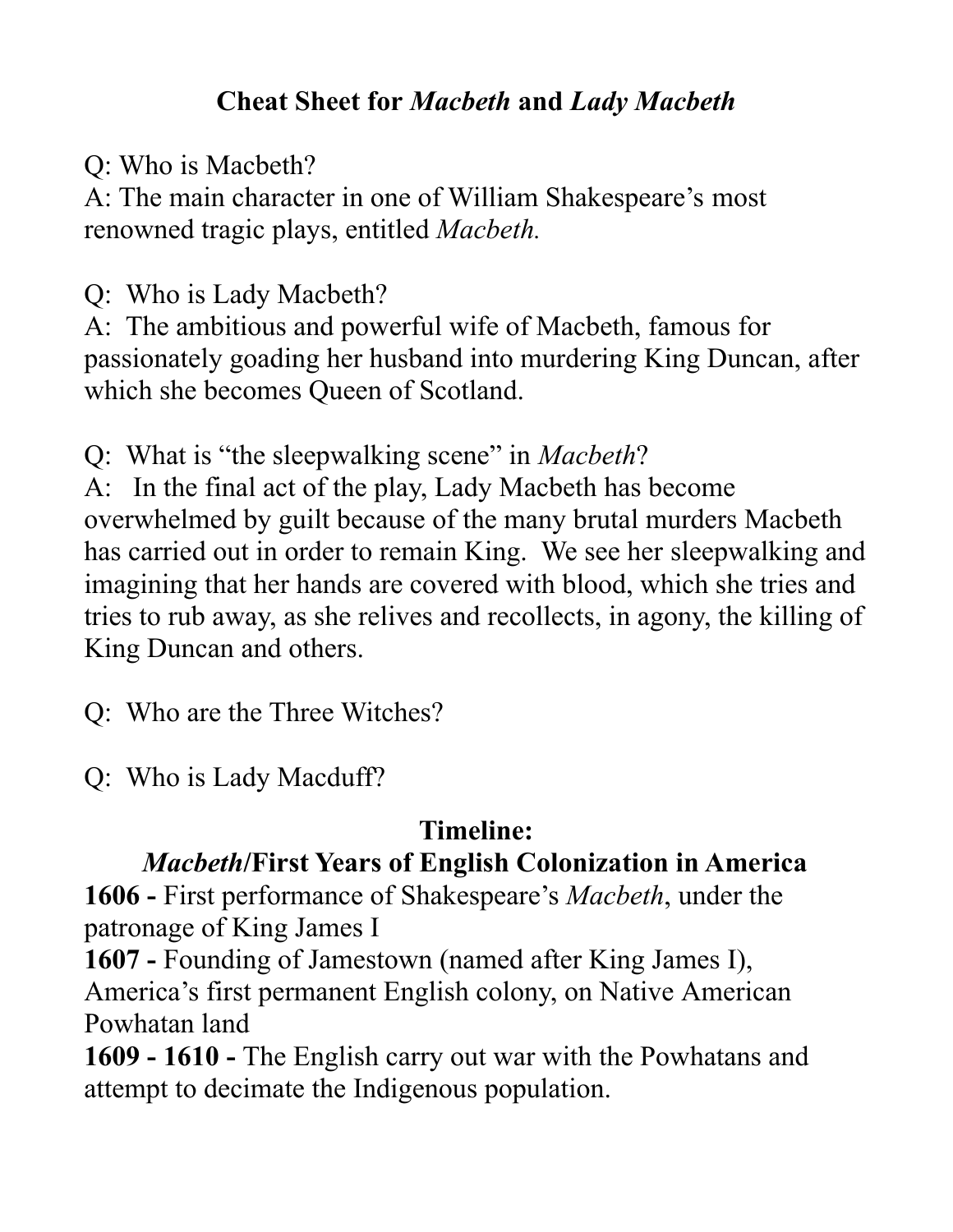# Cheat Sheet for *Macbeth* and *Lady Macbeth*

Q: Who is Macbeth?
A: The main character in one of William Shakespeare's most renowned tragic plays, entitled *Macbeth.*

Q: Who is Lady Macbeth?
A: The ambitious and powerful wife of Macbeth, famous for passionately goading her husband into murdering King Duncan, after which she becomes Queen of Scotland.

Q: What is "the sleepwalking scene" in *Macbeth*?
A: In the final act of the play, Lady Macbeth has become overwhelmed by guilt because of the many brutal murders Macbeth has carried out in order to remain King. We see her sleepwalking and imagining that her hands are covered with blood, which she tries and tries to rub away, as she relives and recollects, in agony, the killing of King Duncan and others.

Q: Who are the Three Witches?

Q: Who is Lady Macduff?

## Timeline:
## *Macbeth*/First Years of English Colonization in America

**1606 -** First performance of Shakespeare's *Macbeth*, under the patronage of King James I
**1607 -** Founding of Jamestown (named after King James I), America's first permanent English colony, on Native American Powhatan land
**1609 - 1610 -** The English carry out war with the Powhatans and attempt to decimate the Indigenous population.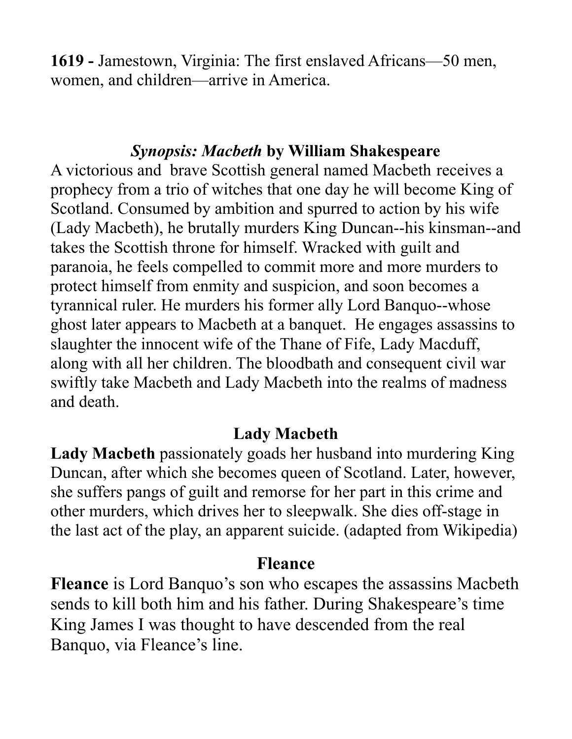**1619 -** Jamestown, Virginia: The first enslaved Africans—50 men, women, and children—arrive in America.

## *Synopsis: Macbeth* by William Shakespeare

A victorious and brave Scottish general named Macbeth receives a prophecy from a trio of witches that one day he will become King of Scotland. Consumed by ambition and spurred to action by his wife (Lady Macbeth), he brutally murders King Duncan--his kinsman--and takes the Scottish throne for himself. Wracked with guilt and paranoia, he feels compelled to commit more and more murders to protect himself from enmity and suspicion, and soon becomes a tyrannical ruler. He murders his former ally Lord Banquo--whose ghost later appears to Macbeth at a banquet. He engages assassins to slaughter the innocent wife of the Thane of Fife, Lady Macduff, along with all her children. The bloodbath and consequent civil war swiftly take Macbeth and Lady Macbeth into the realms of madness and death.

## Lady Macbeth

**Lady Macbeth** passionately goads her husband into murdering King Duncan, after which she becomes queen of Scotland. Later, however, she suffers pangs of guilt and remorse for her part in this crime and other murders, which drives her to sleepwalk. She dies off-stage in the last act of the play, an apparent suicide. (adapted from Wikipedia)

## Fleance

**Fleance** is Lord Banquo's son who escapes the assassins Macbeth sends to kill both him and his father. During Shakespeare's time King James I was thought to have descended from the real Banquo, via Fleance's line.